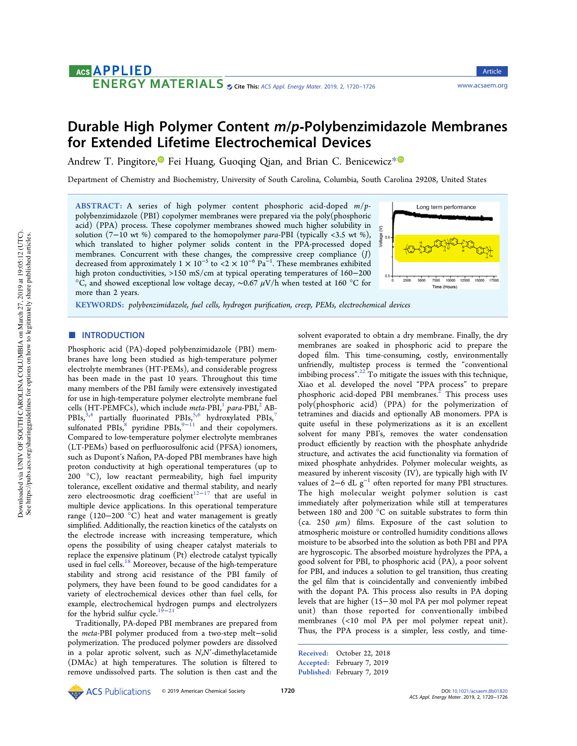# Durable High Polymer Content *m*/*p*-Polybenzimidazole Membranes for Extended Lifetime Electrochemical Devices

Andrew T. Pingitore, Fei Huang, Guoqing Qian, and Brian C. Benicewicz*

Department of Chemistry and Biochemistry, University of South Carolina, Columbia, South Carolina 29208, United States

**ABSTRACT:** A series of high polymer content phosphoric acid-doped *m*/*p*-polybenzimidazole (PBI) copolymer membranes were prepared via the poly(phosphoric acid) (PPA) process. These copolymer membranes showed much higher solubility in solution (7−10 wt %) compared to the homopolymer *para*-PBI (typically <3.5 wt %), which translated to higher polymer solids content in the PPA-processed doped membranes. Concurrent with these changes, the compressive creep compliance ($J$) decreased from approximately $1 \times 10^{-5}$ to $<2 \times 10^{-6}$ $Pa^{-1}$. These membranes exhibited high proton conductivities, >150 mS/cm at typical operating temperatures of 160−200 °C, and showed exceptional low voltage decay, ~0.67 μV/h when tested at 160 °C for more than 2 years.

**KEYWORDS:** *polybenzimidazole, fuel cells, hydrogen purification, creep, PEMs, electrochemical devices*

## ■ INTRODUCTION

Phosphoric acid (PA)-doped polybenzimidazole (PBI) membranes have long been studied as high-temperature polymer electrolyte membranes (HT-PEMs), and considerable progress has been made in the past 10 years. Throughout this time many members of the PBI family were extensively investigated for use in high-temperature polymer electrolyte membrane fuel cells (HT-PEMFCs), which include *meta*-PBI,[1] *para*-PBI,[2] AB-PBIs,[3,4] partially fluorinated PBIs,[5,6] hydroxylated PBIs,[7] sulfonated PBIs,[8] pyridine PBIs,[9−11] and their copolymers. Compared to low-temperature polymer electrolyte membranes (LT-PEMs) based on perfluorosulfonic acid (PFSA) ionomers, such as Dupont's Nafion, PA-doped PBI membranes have high proton conductivity at high operational temperatures (up to 200 °C), low reactant permeability, high fuel impurity tolerance, excellent oxidative and thermal stability, and nearly zero electroosmotic drag coefficient[12−17] that are useful in multiple device applications. In this operational temperature range (120−200 °C) heat and water management is greatly simplified. Additionally, the reaction kinetics of the catalysts on the electrode increase with increasing temperature, which opens the possibility of using cheaper catalyst materials to replace the expensive platinum (Pt) electrode catalyst typically used in fuel cells.[18] Moreover, because of the high-temperature stability and strong acid resistance of the PBI family of polymers, they have been found to be good candidates for a variety of electrochemical devices other than fuel cells, for example, electrochemical hydrogen pumps and electrolyzers for the hybrid sulfur cycle.[19−21]

Traditionally, PA-doped PBI membranes are prepared from the *meta*-PBI polymer produced from a two-step melt−solid polymerization. The produced polymer powders are dissolved in a polar aprotic solvent, such as *N*,*N*′-dimethylacetamide (DMAc) at high temperatures. The solution is filtered to remove undissolved parts. The solution is then cast and the solvent evaporated to obtain a dry membrane. Finally, the dry membranes are soaked in phosphoric acid to prepare the doped film. This time-consuming, costly, environmentally unfriendly, multistep process is termed the "conventional imbibing process".[22] To mitigate the issues with this technique, Xiao et al. developed the novel "PPA process" to prepare phosphoric acid-doped PBI membranes.[2] This process uses poly(phosphoric acid) (PPA) for the polymerization of tetramines and diacids and optionally AB monomers. PPA is quite useful in these polymerizations as it is an excellent solvent for many PBI's, removes the water condensation product efficiently by reaction with the phosphate anhydride structure, and activates the acid functionality via formation of mixed phosphate anhydrides. Polymer molecular weights, as measured by inherent viscosity (IV), are typically high with IV values of 2−6 dL $g^{-1}$ often reported for many PBI structures. The high molecular weight polymer solution is cast immediately after polymerization while still at temperatures between 180 and 200 °C on suitable substrates to form thin (ca. 250 μm) films. Exposure of the cast solution to atmospheric moisture or controlled humidity conditions allows moisture to be absorbed into the solution as both PBI and PPA are hygroscopic. The absorbed moisture hydrolyzes the PPA, a good solvent for PBI, to phosphoric acid (PA), a poor solvent for PBI, and induces a solution to gel transition, thus creating the gel film that is coincidentally and conveniently imbibed with the dopant PA. This process also results in PA doping levels that are higher (15−30 mol PA per mol polymer repeat unit) than those reported for conventionally imbibed membranes (<10 mol PA per mol polymer repeat unit). Thus, the PPA process is a simpler, less costly, and time-

Received: October 22, 2018
Accepted: February 7, 2019
Published: February 7, 2019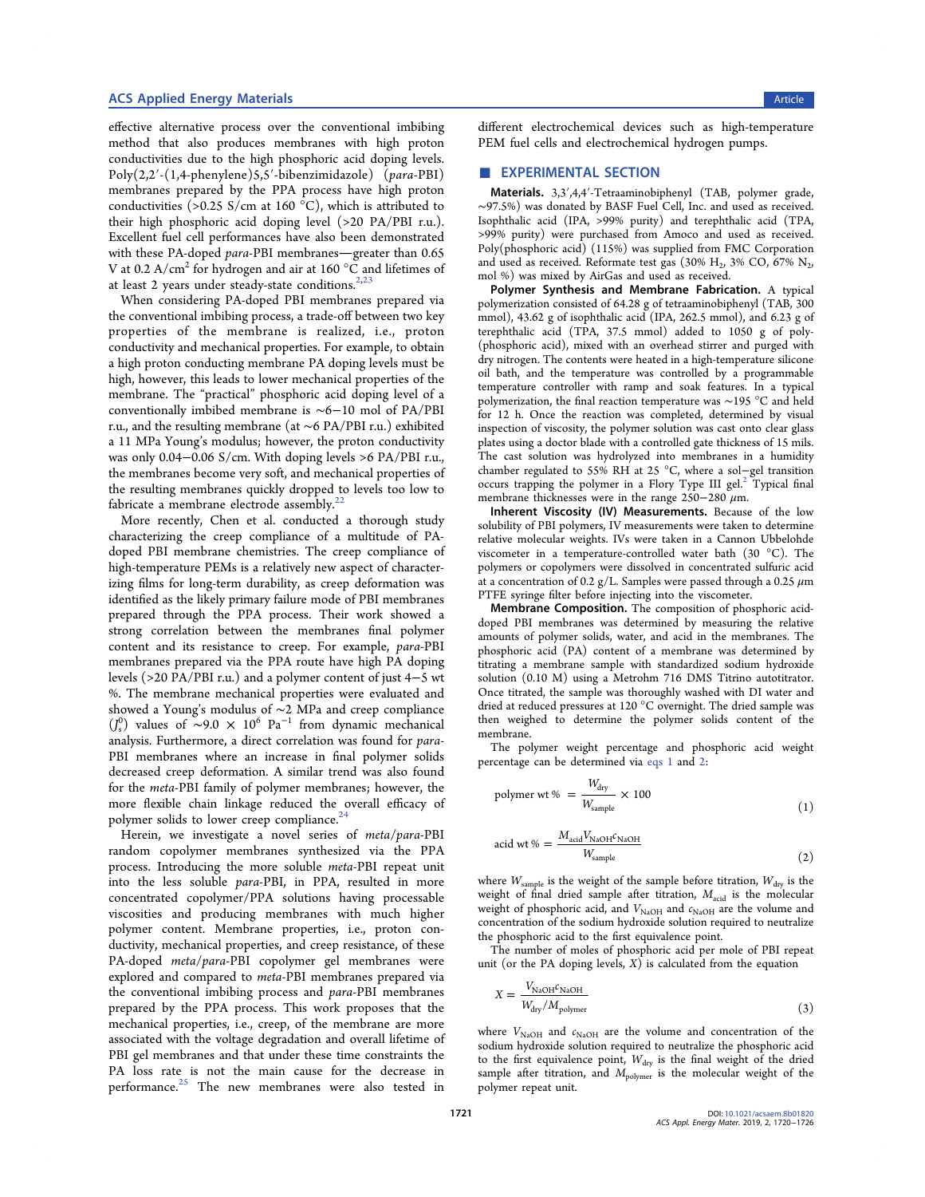effective alternative process over the conventional imbibing method that also produces membranes with high proton conductivities due to the high phosphoric acid doping levels. Poly(2,2′-(1,4-phenylene)5,5′-bibenzimidazole) (*para*-PBI) membranes prepared by the PPA process have high proton conductivities (>0.25 S/cm at 160 °C), which is attributed to their high phosphoric acid doping level (>20 PA/PBI r.u.). Excellent fuel cell performances have also been demonstrated with these PA-doped *para*-PBI membranes—greater than 0.65 V at 0.2 A/cm$^2$ for hydrogen and air at 160 °C and lifetimes of at least 2 years under steady-state conditions.[2,23]

When considering PA-doped PBI membranes prepared via the conventional imbibing process, a trade-off between two key properties of the membrane is realized, i.e., proton conductivity and mechanical properties. For example, to obtain a high proton conducting membrane PA doping levels must be high, however, this leads to lower mechanical properties of the membrane. The "practical" phosphoric acid doping level of a conventionally imbibed membrane is ∼6−10 mol of PA/PBI r.u., and the resulting membrane (at ∼6 PA/PBI r.u.) exhibited a 11 MPa Young's modulus; however, the proton conductivity was only 0.04−0.06 S/cm. With doping levels >6 PA/PBI r.u., the membranes become very soft, and mechanical properties of the resulting membranes quickly dropped to levels too low to fabricate a membrane electrode assembly.[22]

More recently, Chen et al. conducted a thorough study characterizing the creep compliance of a multitude of PA-doped PBI membrane chemistries. The creep compliance of high-temperature PEMs is a relatively new aspect of characterizing films for long-term durability, as creep deformation was identified as the likely primary failure mode of PBI membranes prepared through the PPA process. Their work showed a strong correlation between the membranes final polymer content and its resistance to creep. For example, *para*-PBI membranes prepared via the PPA route have high PA doping levels (>20 PA/PBI r.u.) and a polymer content of just 4−5 wt %. The membrane mechanical properties were evaluated and showed a Young's modulus of ∼2 MPa and creep compliance ($J_s^0$) values of ∼9.0 × 10$^6$ Pa$^{-1}$ from dynamic mechanical analysis. Furthermore, a direct correlation was found for *para*-PBI membranes where an increase in final polymer solids decreased creep deformation. A similar trend was also found for the *meta*-PBI family of polymer membranes; however, the more flexible chain linkage reduced the overall efficacy of polymer solids to lower creep compliance.[24]

Herein, we investigate a novel series of *meta*/*para*-PBI random copolymer membranes synthesized via the PPA process. Introducing the more soluble *meta*-PBI repeat unit into the less soluble *para*-PBI, in PPA, resulted in more concentrated copolymer/PPA solutions having processable viscosities and producing membranes with much higher polymer content. Membrane properties, i.e., proton conductivity, mechanical properties, and creep resistance, of these PA-doped *meta*/*para*-PBI copolymer gel membranes were explored and compared to *meta*-PBI membranes prepared via the conventional imbibing process and *para*-PBI membranes prepared by the PPA process. This work proposes that the mechanical properties, i.e., creep, of the membrane are more associated with the voltage degradation and overall lifetime of PBI gel membranes and that under these time constraints the PA loss rate is not the main cause for the decrease in performance.[25] The new membranes were also tested in different electrochemical devices such as high-temperature PEM fuel cells and electrochemical hydrogen pumps.

## EXPERIMENTAL SECTION

**Materials.** 3,3′,4,4′-Tetraaminobiphenyl (TAB, polymer grade, ∼97.5%) was donated by BASF Fuel Cell, Inc. and used as received. Isophthalic acid (IPA, >99% purity) and terephthalic acid (TPA, >99% purity) were purchased from Amoco and used as received. Poly(phosphoric acid) (115%) was supplied from FMC Corporation and used as received. Reformate test gas (30% $H_2$, 3% CO, 67% $N_2$, mol %) was mixed by AirGas and used as received.

**Polymer Synthesis and Membrane Fabrication.** A typical polymerization consisted of 64.28 g of tetraaminobiphenyl (TAB, 300 mmol), 43.62 g of isophthalic acid (IPA, 262.5 mmol), and 6.23 g of terephthalic acid (TPA, 37.5 mmol) added to 1050 g of poly(phosphoric acid), mixed with an overhead stirrer and purged with dry nitrogen. The contents were heated in a high-temperature silicone oil bath, and the temperature was controlled by a programmable temperature controller with ramp and soak features. In a typical polymerization, the final reaction temperature was ∼195 °C and held for 12 h. Once the reaction was completed, determined by visual inspection of viscosity, the polymer solution was cast onto clear glass plates using a doctor blade with a controlled gate thickness of 15 mils. The cast solution was hydrolyzed into membranes in a humidity chamber regulated to 55% RH at 25 °C, where a sol−gel transition occurs trapping the polymer in a Flory Type III gel.[2] Typical final membrane thicknesses were in the range 250−280 μm.

**Inherent Viscosity (IV) Measurements.** Because of the low solubility of PBI polymers, IV measurements were taken to determine relative molecular weights. IVs were taken in a Cannon Ubbelohde viscometer in a temperature-controlled water bath (30 °C). The polymers or copolymers were dissolved in concentrated sulfuric acid at a concentration of 0.2 g/L. Samples were passed through a 0.25 μm PTFE syringe filter before injecting into the viscometer.

**Membrane Composition.** The composition of phosphoric acid-doped PBI membranes was determined by measuring the relative amounts of polymer solids, water, and acid in the membranes. The phosphoric acid (PA) content of a membrane was determined by titrating a membrane sample with standardized sodium hydroxide solution (0.10 M) using a Metrohm 716 DMS Titrino autotitrator. Once titrated, the sample was thoroughly washed with DI water and dried at reduced pressures at 120 °C overnight. The dried sample was then weighed to determine the polymer solids content of the membrane.

The polymer weight percentage and phosphoric acid weight percentage can be determined via eqs 1 and 2:

$$\text{polymer wt \%} = \frac{W_{dry}}{W_{sample}} \times 100 \tag{1}$$

$$\text{acid wt \%} = \frac{M_{acid} V_{NaOH} c_{NaOH}}{W_{sample}} \tag{2}$$

where $W_{sample}$ is the weight of the sample before titration, $W_{dry}$ is the weight of final dried sample after titration, $M_{acid}$ is the molecular weight of phosphoric acid, and $V_{NaOH}$ and $c_{NaOH}$ are the volume and concentration of the sodium hydroxide solution required to neutralize the phosphoric acid to the first equivalence point.

The number of moles of phosphoric acid per mole of PBI repeat unit (or the PA doping levels, $X$) is calculated from the equation

$$X = \frac{V_{NaOH} c_{NaOH}}{W_{dry}/M_{polymer}} \tag{3}$$

where $V_{NaOH}$ and $c_{NaOH}$ are the volume and concentration of the sodium hydroxide solution required to neutralize the phosphoric acid to the first equivalence point, $W_{dry}$ is the final weight of the dried sample after titration, and $M_{polymer}$ is the molecular weight of the polymer repeat unit.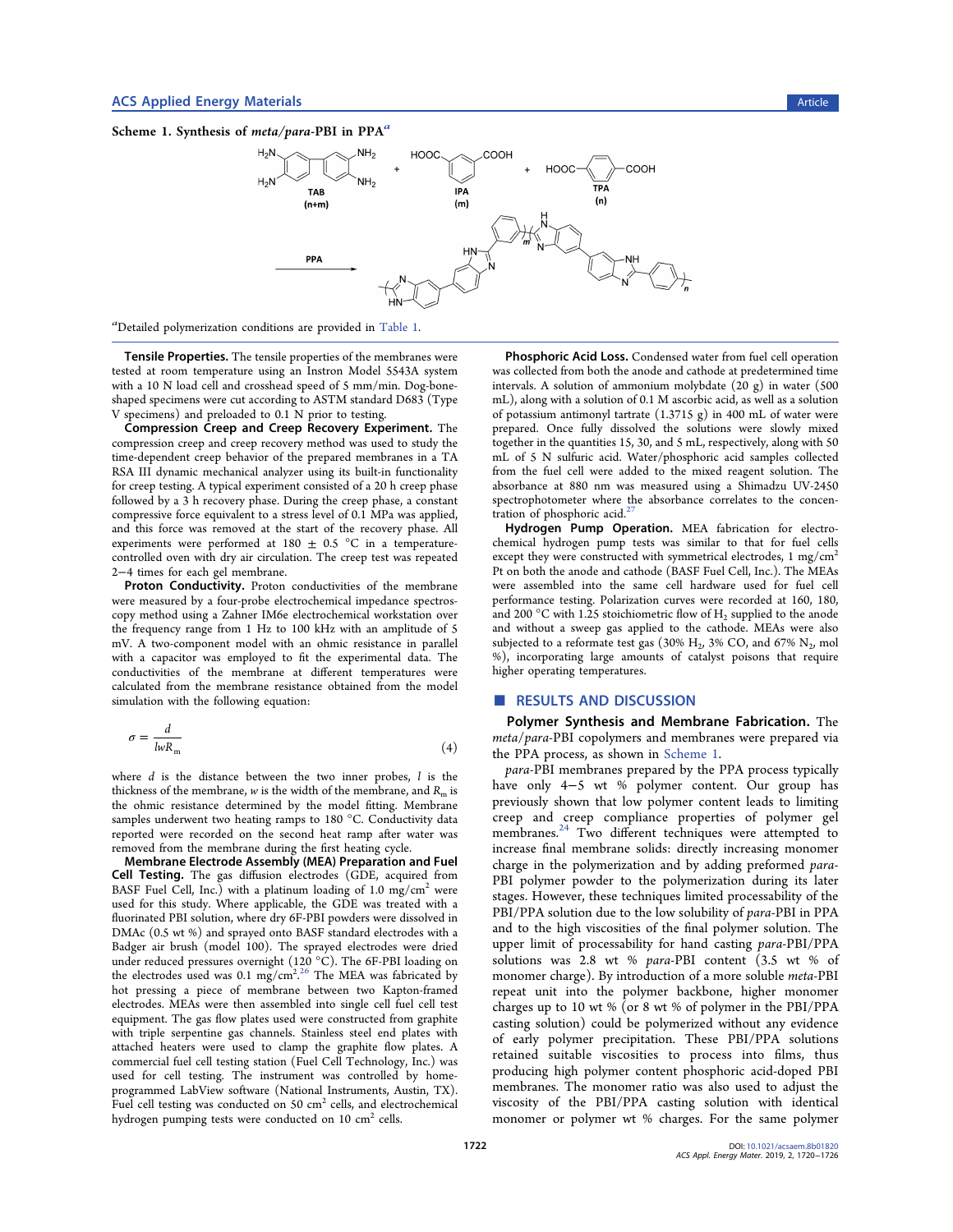**Scheme 1. Synthesis of *meta/para*-PBI in PPA[a]**

[a]Detailed polymerization conditions are provided in Table 1.

**Tensile Properties.** The tensile properties of the membranes were tested at room temperature using an Instron Model 5543A system with a 10 N load cell and crosshead speed of 5 mm/min. Dog-bone-shaped specimens were cut according to ASTM standard D683 (Type V specimens) and preloaded to 0.1 N prior to testing.

**Compression Creep and Creep Recovery Experiment.** The compression creep and creep recovery method was used to study the time-dependent creep behavior of the prepared membranes in a TA RSA III dynamic mechanical analyzer using its built-in functionality for creep testing. A typical experiment consisted of a 20 h creep phase followed by a 3 h recovery phase. During the creep phase, a constant compressive force equivalent to a stress level of 0.1 MPa was applied, and this force was removed at the start of the recovery phase. All experiments were performed at 180 ± 0.5 °C in a temperature-controlled oven with dry air circulation. The creep test was repeated 2−4 times for each gel membrane.

**Proton Conductivity.** Proton conductivities of the membrane were measured by a four-probe electrochemical impedance spectroscopy method using a Zahner IM6e electrochemical workstation over the frequency range from 1 Hz to 100 kHz with an amplitude of 5 mV. A two-component model with an ohmic resistance in parallel with a capacitor was employed to fit the experimental data. The conductivities of the membrane at different temperatures were calculated from the membrane resistance obtained from the model simulation with the following equation:

$$\sigma = \frac{d}{lwR_m} \tag{4}$$

where $d$ is the distance between the two inner probes, $l$ is the thickness of the membrane, $w$ is the width of the membrane, and $R_m$ is the ohmic resistance determined by the model fitting. Membrane samples underwent two heating ramps to 180 °C. Conductivity data reported were recorded on the second heat ramp after water was removed from the membrane during the first heating cycle.

**Membrane Electrode Assembly (MEA) Preparation and Fuel Cell Testing.** The gas diffusion electrodes (GDE, acquired from BASF Fuel Cell, Inc.) with a platinum loading of 1.0 mg/cm$^2$ were used for this study. Where applicable, the GDE was treated with a fluorinated PBI solution, where dry 6F-PBI powders were dissolved in DMAc (0.5 wt %) and sprayed onto BASF standard electrodes with a Badger air brush (model 100). The sprayed electrodes were dried under reduced pressures overnight (120 °C). The 6F-PBI loading on the electrodes used was 0.1 mg/cm$^2$.[2,26] The MEA was fabricated by hot pressing a piece of membrane between two Kapton-framed electrodes. MEAs were then assembled into single cell fuel cell test equipment. The gas flow plates used were constructed from graphite with triple serpentine gas channels. Stainless steel end plates with attached heaters were used to clamp the graphite flow plates. A commercial fuel cell testing station (Fuel Cell Technology, Inc.) was used for cell testing. The instrument was controlled by home-programmed LabView software (National Instruments, Austin, TX). Fuel cell testing was conducted on 50 cm$^2$ cells, and electrochemical hydrogen pumping tests were conducted on 10 cm$^2$ cells.

**Phosphoric Acid Loss.** Condensed water from fuel cell operation was collected from both the anode and cathode at predetermined time intervals. A solution of ammonium molybdate (20 g) in water (500 mL), along with a solution of 0.1 M ascorbic acid, as well as a solution of potassium antimonyl tartrate (1.3715 g) in 400 mL of water were prepared. Once fully dissolved the solutions were slowly mixed together in the quantities 15, 30, and 5 mL, respectively, along with 50 mL of 5 N sulfuric acid. Water/phosphoric acid samples collected from the fuel cell were added to the mixed reagent solution. The absorbance at 880 nm was measured using a Shimadzu UV-2450 spectrophotometer where the absorbance correlates to the concentration of phosphoric acid.[27]

**Hydrogen Pump Operation.** MEA fabrication for electrochemical hydrogen pump tests was similar to that for fuel cells except they were constructed with symmetrical electrodes, 1 mg/cm$^2$ Pt on both the anode and cathode (BASF Fuel Cell, Inc.). The MEAs were assembled into the same cell hardware used for fuel cell performance testing. Polarization curves were recorded at 160, 180, and 200 °C with 1.25 stoichiometric flow of $H_2$ supplied to the anode and without a sweep gas applied to the cathode. MEAs were also subjected to a reformate test gas (30% $H_2$, 3% CO, and 67% $N_2$, mol %), incorporating large amounts of catalyst poisons that require higher operating temperatures.

## RESULTS AND DISCUSSION

**Polymer Synthesis and Membrane Fabrication.** The *meta/para*-PBI copolymers and membranes were prepared via the PPA process, as shown in Scheme 1.

*para*-PBI membranes prepared by the PPA process typically have only 4−5 wt % polymer content. Our group has previously shown that low polymer content leads to limiting creep and creep compliance properties of polymer gel membranes.[24] Two different techniques were attempted to increase final membrane solids: directly increasing monomer charge in the polymerization and by adding preformed *para*-PBI polymer powder to the polymerization during its later stages. However, these techniques limited processability of the PBI/PPA solution due to the low solubility of *para*-PBI in PPA and to the high viscosities of the final polymer solution. The upper limit of processability for hand casting *para*-PBI/PPA solutions was 2.8 wt % *para*-PBI content (3.5 wt % of monomer charge). By introduction of a more soluble *meta*-PBI repeat unit into the polymer backbone, higher monomer charges up to 10 wt % (or 8 wt % of polymer in the PBI/PPA casting solution) could be polymerized without any evidence of early polymer precipitation. These PBI/PPA solutions retained suitable viscosities to process into films, thus producing high polymer content phosphoric acid-doped PBI membranes. The monomer ratio was also used to adjust the viscosity of the PBI/PPA casting solution with identical monomer or polymer wt % charges. For the same polymer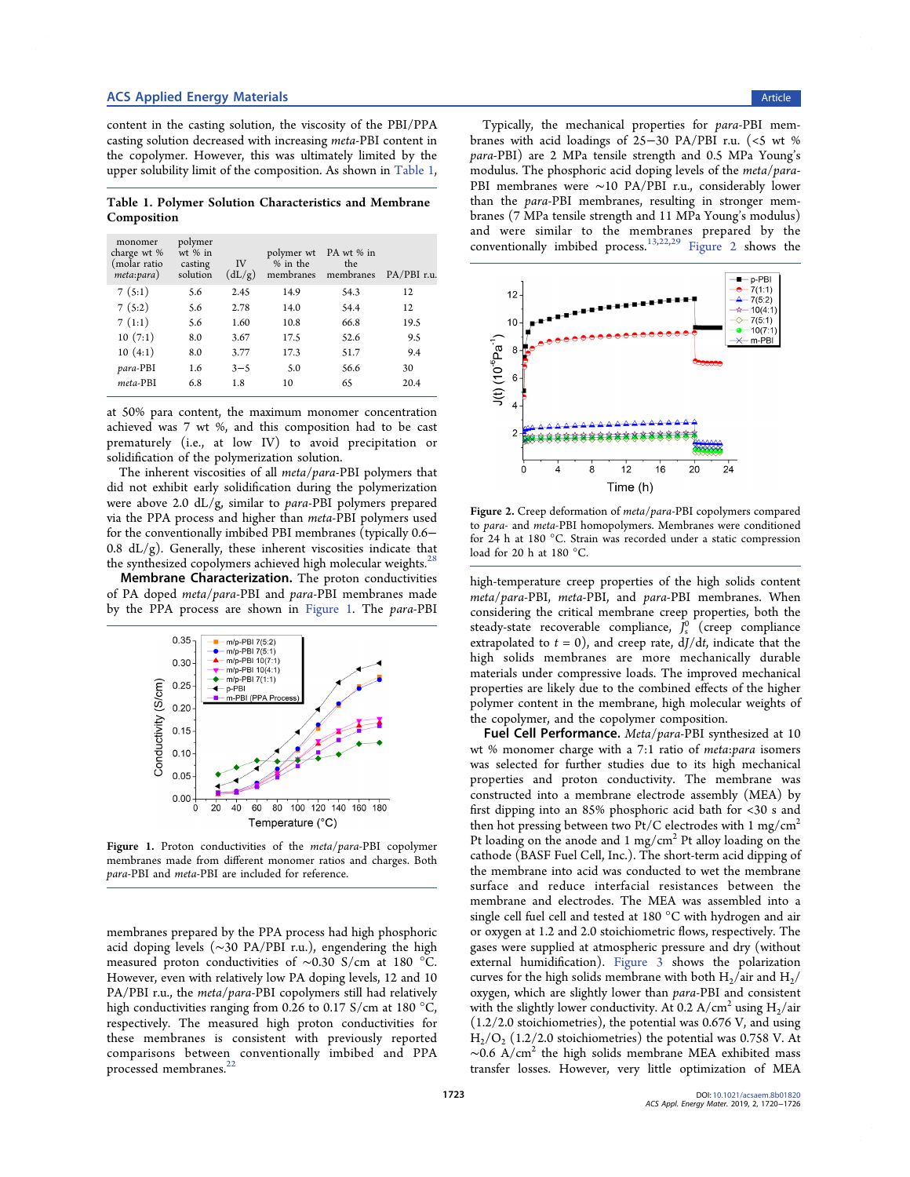content in the casting solution, the viscosity of the PBI/PPA casting solution decreased with increasing *meta*-PBI content in the copolymer. However, this was ultimately limited by the upper solubility limit of the composition. As shown in Table 1, at 50% para content, the maximum monomer concentration achieved was 7 wt %, and this composition had to be cast prematurely (i.e., at low IV) to avoid precipitation or solidification of the polymerization solution.

**Table 1. Polymer Solution Characteristics and Membrane Composition**

| monomer charge wt % (molar ratio *meta*:*para*) | polymer wt % in casting solution | IV (dL/g) | polymer wt % in the membranes | PA wt % in the membranes | PA/PBI r.u. |
|---|---|---|---|---|---|
| 7 (5:1) | 5.6 | 2.45 | 14.9 | 54.3 | 12 |
| 7 (5:2) | 5.6 | 2.78 | 14.0 | 54.4 | 12 |
| 7 (1:1) | 5.6 | 1.60 | 10.8 | 66.8 | 19.5 |
| 10 (7:1) | 8.0 | 3.67 | 17.5 | 52.6 | 9.5 |
| 10 (4:1) | 8.0 | 3.77 | 17.3 | 51.7 | 9.4 |
| *para*-PBI | 1.6 | 3–5 | 5.0 | 56.6 | 30 |
| *meta*-PBI | 6.8 | 1.8 | 10 | 65 | 20.4 |

The inherent viscosities of all *meta*/*para*-PBI polymers that did not exhibit early solidification during the polymerization were above 2.0 dL/g, similar to *para*-PBI polymers prepared via the PPA process and higher than *meta*-PBI polymers used for the conventionally imbibed PBI membranes (typically 0.6–0.8 dL/g). Generally, these inherent viscosities indicate that the synthesized copolymers achieved high molecular weights.[28]

**Membrane Characterization.** The proton conductivities of PA doped *meta*/*para*-PBI and *para*-PBI membranes made by the PPA process are shown in Figure 1. The *para*-PBI membranes prepared by the PPA process had high phosphoric acid doping levels (~30 PA/PBI r.u.), engendering the high measured proton conductivities of ~0.30 S/cm at 180 °C. However, even with relatively low PA doping levels, 12 and 10 PA/PBI r.u., the *meta*/*para*-PBI copolymers still had relatively high conductivities ranging from 0.26 to 0.17 S/cm at 180 °C, respectively. The measured high proton conductivities for these membranes is consistent with previously reported comparisons between conventionally imbibed and PPA processed membranes.[22]

**Figure 1.** Proton conductivities of the *meta*/*para*-PBI copolymer membranes made from different monomer ratios and charges. Both *para*-PBI and *meta*-PBI are included for reference.

Typically, the mechanical properties for *para*-PBI membranes with acid loadings of 25–30 PA/PBI r.u. (<5 wt % *para*-PBI) are 2 MPa tensile strength and 0.5 MPa Young's modulus. The phosphoric acid doping levels of the *meta*/*para*-PBI membranes were ~10 PA/PBI r.u., considerably lower than the *para*-PBI membranes, resulting in stronger membranes (7 MPa tensile strength and 11 MPa Young's modulus) and were similar to the membranes prepared by the conventionally imbibed process.[13,22,29] Figure 2 shows the high-temperature creep properties of the high solids content *meta*/*para*-PBI, *meta*-PBI, and *para*-PBI membranes. When considering the critical membrane creep properties, both the steady-state recoverable compliance, $J_s^0$ (creep compliance extrapolated to $t = 0$), and creep rate, $dJ/dt$, indicate that the high solids membranes are more mechanically durable materials under compressive loads. The improved mechanical properties are likely due to the combined effects of the higher polymer content in the membrane, high molecular weights of the copolymer, and the copolymer composition.

**Figure 2.** Creep deformation of *meta*/*para*-PBI copolymers compared to *para*- and *meta*-PBI homopolymers. Membranes were conditioned for 24 h at 180 °C. Strain was recorded under a static compression load for 20 h at 180 °C.

**Fuel Cell Performance.** *Meta*/*para*-PBI synthesized at 10 wt % monomer charge with a 7:1 ratio of *meta*:*para* isomers was selected for further studies due to its high mechanical properties and proton conductivity. The membrane was constructed into a membrane electrode assembly (MEA) by first dipping into an 85% phosphoric acid bath for <30 s and then hot pressing between two Pt/C electrodes with 1 mg/cm$^2$ Pt loading on the anode and 1 mg/cm$^2$ Pt alloy loading on the cathode (BASF Fuel Cell, Inc.). The short-term acid dipping of the membrane into acid was conducted to wet the membrane surface and reduce interfacial resistances between the membrane and electrodes. The MEA was assembled into a single cell fuel cell and tested at 180 °C with hydrogen and air or oxygen at 1.2 and 2.0 stoichiometric flows, respectively. The gases were supplied at atmospheric pressure and dry (without external humidification). Figure 3 shows the polarization curves for the high solids membrane with both $H_2$/air and $H_2$/oxygen, which are slightly lower than *para*-PBI and consistent with the slightly lower conductivity. At 0.2 A/cm$^2$ using $H_2$/air (1.2/2.0 stoichiometries), the potential was 0.676 V, and using $H_2/O_2$ (1.2/2.0 stoichiometries) the potential was 0.758 V. At ~0.6 A/cm$^2$ the high solids membrane MEA exhibited mass transfer losses. However, very little optimization of MEA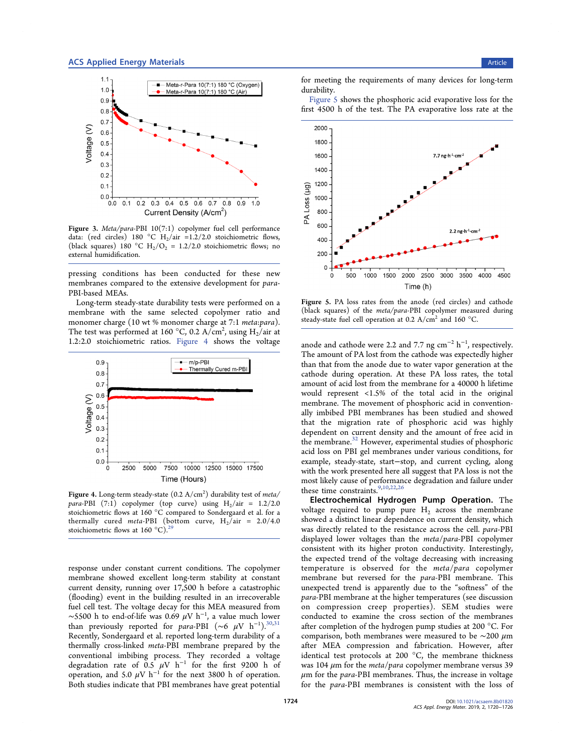**Figure 3.** *Meta/para*-PBI 10(7:1) copolymer fuel cell performance data: (red circles) 180 °C $H_2$/air =1.2/2.0 stoichiometric flows, (black squares) 180 °C $H_2/O_2$ = 1.2/2.0 stoichiometric flows; no external humidification.

pressing conditions has been conducted for these new membranes compared to the extensive development for *para*-PBI-based MEAs.

Long-term steady-state durability tests were performed on a membrane with the same selected copolymer ratio and monomer charge (10 wt % monomer charge at 7:1 *meta*:*para*). The test was performed at 160 °C, 0.2 A/cm$^2$, using $H_2$/air at 1.2:2.0 stoichiometric ratios. Figure 4 shows the voltage response under constant current conditions. The copolymer membrane showed excellent long-term stability at constant current density, running over 17,500 h before a catastrophic (flooding) event in the building resulted in an irrecoverable fuel cell test. The voltage decay for this MEA measured from ~5500 h to end-of-life was 0.69 $\mu$V h$^{-1}$, a value much lower than previously reported for *para*-PBI (~6 $\mu$V h$^{-1}$).[30,31] Recently, Sondergaard et al. reported long-term durability of a thermally cross-linked *meta*-PBI membrane prepared by the conventional imbibing process. They recorded a voltage degradation rate of 0.5 $\mu$V h$^{-1}$ for the first 9200 h of operation, and 5.0 $\mu$V h$^{-1}$ for the next 3800 h of operation. Both studies indicate that PBI membranes have great potential

**Figure 4.** Long-term steady-state (0.2 A/cm$^2$) durability test of *meta/para*-PBI (7:1) copolymer (top curve) using $H_2$/air = 1.2/2.0 stoichiometric flows at 160 °C compared to Sondergaard et al. for a thermally cured *meta*-PBI (bottom curve, $H_2$/air = 2.0/4.0 stoichiometric flows at 160 °C).[29]

for meeting the requirements of many devices for long-term durability.

Figure 5 shows the phosphoric acid evaporative loss for the first 4500 h of the test. The PA evaporative loss rate at the anode and cathode were 2.2 and 7.7 ng cm$^{-2}$ h$^{-1}$, respectively. The amount of PA lost from the cathode was expectedly higher than that from the anode due to water vapor generation at the cathode during operation. At these PA loss rates, the total amount of acid lost from the membrane for a 40000 h lifetime would represent <1.5% of the total acid in the original membrane. The movement of phosphoric acid in conventionally imbibed PBI membranes has been studied and showed that the migration rate of phosphoric acid was highly dependent on current density and the amount of free acid in the membrane.[32] However, experimental studies of phosphoric acid loss on PBI gel membranes under various conditions, for example, steady-state, start−stop, and current cycling, along with the work presented here all suggest that PA loss is not the most likely cause of performance degradation and failure under these time constraints.[9,10,22,26]

**Figure 5.** PA loss rates from the anode (red circles) and cathode (black squares) of the *meta/para*-PBI copolymer measured during steady-state fuel cell operation at 0.2 A/cm$^2$ and 160 °C.

**Electrochemical Hydrogen Pump Operation.** The voltage required to pump pure $H_2$ across the membrane showed a distinct linear dependence on current density, which was directly related to the resistance across the cell. *para*-PBI displayed lower voltages than the *meta/para*-PBI copolymer consistent with its higher proton conductivity. Interestingly, the expected trend of the voltage decreasing with increasing temperature is observed for the *meta/para* copolymer membrane but reversed for the *para*-PBI membrane. This unexpected trend is apparently due to the "softness" of the *para*-PBI membrane at the higher temperatures (see discussion on compression creep properties). SEM studies were conducted to examine the cross section of the membranes after completion of the hydrogen pump studies at 200 °C. For comparison, both membranes were measured to be ~200 $\mu$m after MEA compression and fabrication. However, after identical test protocols at 200 °C, the membrane thickness was 104 $\mu$m for the *meta/para* copolymer membrane versus 39 $\mu$m for the *para*-PBI membranes. Thus, the increase in voltage for the *para*-PBI membranes is consistent with the loss of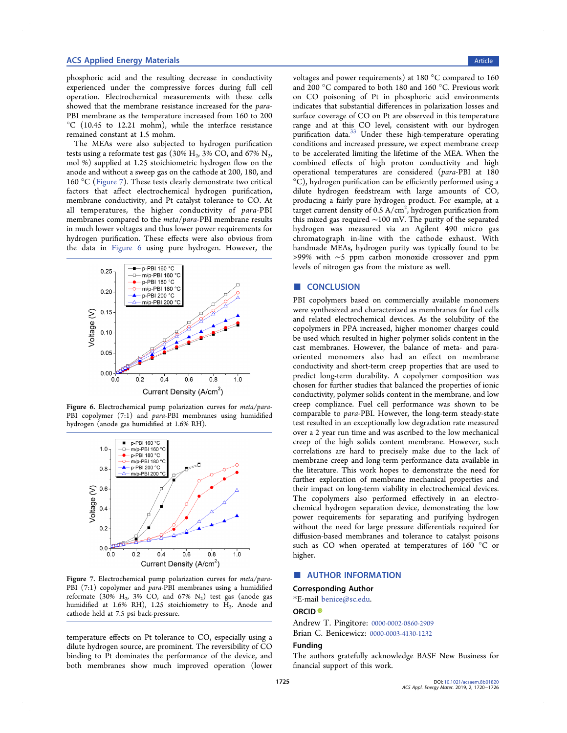phosphoric acid and the resulting decrease in conductivity experienced under the compressive forces during full cell operation. Electrochemical measurements with these cells showed that the membrane resistance increased for the *para*-PBI membrane as the temperature increased from 160 to 200 °C (10.45 to 12.21 mohm), while the interface resistance remained constant at 1.5 mohm.

The MEAs were also subjected to hydrogen purification tests using a reformate test gas (30% $H_2$, 3% CO, and 67% $N_2$, mol %) supplied at 1.25 stoichiometric hydrogen flow on the anode and without a sweep gas on the cathode at 200, 180, and 160 °C (Figure 7). These tests clearly demonstrate two critical factors that affect electrochemical hydrogen purification, membrane conductivity, and Pt catalyst tolerance to CO. At all temperatures, the higher conductivity of *para*-PBI membranes compared to the *meta*/*para*-PBI membrane results in much lower voltages and thus lower power requirements for hydrogen purification. These effects were also obvious from the data in Figure 6 using pure hydrogen. However, the temperature effects on Pt tolerance to CO, especially using a dilute hydrogen source, are prominent. The reversibility of CO binding to Pt dominates the performance of the device, and both membranes show much improved operation (lower voltages and power requirements) at 180 °C compared to 160 and 200 °C compared to both 180 and 160 °C. Previous work on CO poisoning of Pt in phosphoric acid environments indicates that substantial differences in polarization losses and surface coverage of CO on Pt are observed in this temperature range and at this CO level, consistent with our hydrogen purification data.[33] Under these high-temperature operating conditions and increased pressure, we expect membrane creep to be accelerated limiting the lifetime of the MEA. When the combined effects of high proton conductivity and high operational temperatures are considered (*para*-PBI at 180 °C), hydrogen purification can be efficiently performed using a dilute hydrogen feedstream with large amounts of CO, producing a fairly pure hydrogen product. For example, at a target current density of 0.5 A/cm$^2$, hydrogen purification from this mixed gas required ~100 mV. The purity of the separated hydrogen was measured via an Agilent 490 micro gas chromatograph in-line with the cathode exhaust. With handmade MEAs, hydrogen purity was typically found to be >99% with ~5 ppm carbon monoxide crossover and ppm levels of nitrogen gas from the mixture as well.

Figure 6. Electrochemical pump polarization curves for *meta*/*para*-PBI copolymer (7:1) and *para*-PBI membranes using humidified hydrogen (anode gas humidified at 1.6% RH).

Figure 7. Electrochemical pump polarization curves for *meta*/*para*-PBI (7:1) copolymer and *para*-PBI membranes using a humidified reformate (30% $H_2$, 3% CO, and 67% $N_2$) test gas (anode gas humidified at 1.6% RH), 1.25 stoichiometry to $H_2$. Anode and cathode held at 7.5 psi back-pressure.

## ■ CONCLUSION

PBI copolymers based on commercially available monomers were synthesized and characterized as membranes for fuel cells and related electrochemical devices. As the solubility of the copolymers in PPA increased, higher monomer charges could be used which resulted in higher polymer solids content in the cast membranes. However, the balance of meta- and para-oriented monomers also had an effect on membrane conductivity and short-term creep properties that are used to predict long-term durability. A copolymer composition was chosen for further studies that balanced the properties of ionic conductivity, polymer solids content in the membrane, and low creep compliance. Fuel cell performance was shown to be comparable to *para*-PBI. However, the long-term steady-state test resulted in an exceptionally low degradation rate measured over a 2 year run time and was ascribed to the low mechanical creep of the high solids content membrane. However, such correlations are hard to precisely make due to the lack of membrane creep and long-term performance data available in the literature. This work hopes to demonstrate the need for further exploration of membrane mechanical properties and their impact on long-term viability in electrochemical devices. The copolymers also performed effectively in an electrochemical hydrogen separation device, demonstrating the low power requirements for separating and purifying hydrogen without the need for large pressure differentials required for diffusion-based membranes and tolerance to catalyst poisons such as CO when operated at temperatures of 160 °C or higher.

## ■ AUTHOR INFORMATION

### Corresponding Author

*E-mail benice@sc.edu.

### ORCID

Andrew T. Pingitore: 0000-0002-0860-2909

Brian C. Benicewicz: 0000-0003-4130-1232

### Funding

The authors gratefully acknowledge BASF New Business for financial support of this work.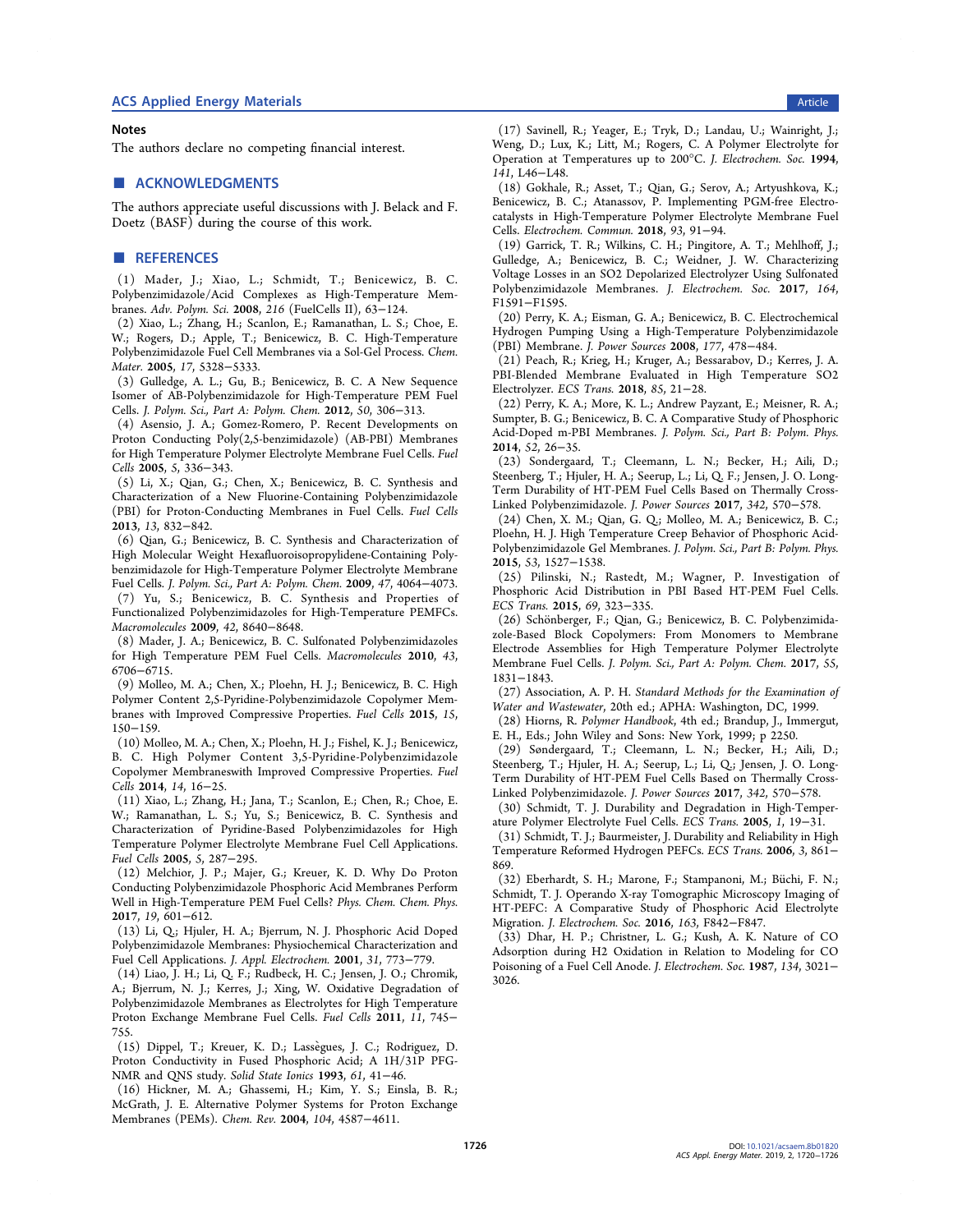### Notes

The authors declare no competing financial interest.

## ■ ACKNOWLEDGMENTS

The authors appreciate useful discussions with J. Belack and F. Doetz (BASF) during the course of this work.

## ■ REFERENCES

(1) Mader, J.; Xiao, L.; Schmidt, T.; Benicewicz, B. C. Polybenzimidazole/Acid Complexes as High-Temperature Membranes. *Adv. Polym. Sci.* **2008**, *216* (FuelCells II), 63−124.

(2) Xiao, L.; Zhang, H.; Scanlon, E.; Ramanathan, L. S.; Choe, E. W.; Rogers, D.; Apple, T.; Benicewicz, B. C. High-Temperature Polybenzimidazole Fuel Cell Membranes via a Sol-Gel Process. *Chem. Mater.* **2005**, *17*, 5328−5333.

(3) Gulledge, A. L.; Gu, B.; Benicewicz, B. C. A New Sequence Isomer of AB-Polybenzimidazole for High-Temperature PEM Fuel Cells. *J. Polym. Sci., Part A: Polym. Chem.* **2012**, *50*, 306−313.

(4) Asensio, J. A.; Gomez-Romero, P. Recent Developments on Proton Conducting Poly(2,5-benzimidazole) (AB-PBI) Membranes for High Temperature Polymer Electrolyte Membrane Fuel Cells. *Fuel Cells* **2005**, *5*, 336−343.

(5) Li, X.; Qian, G.; Chen, X.; Benicewicz, B. C. Synthesis and Characterization of a New Fluorine-Containing Polybenzimidazole (PBI) for Proton-Conducting Membranes in Fuel Cells. *Fuel Cells* **2013**, *13*, 832−842.

(6) Qian, G.; Benicewicz, B. C. Synthesis and Characterization of High Molecular Weight Hexafluoroisopropylidene-Containing Polybenzimidazole for High-Temperature Polymer Electrolyte Membrane Fuel Cells. *J. Polym. Sci., Part A: Polym. Chem.* **2009**, *47*, 4064−4073.

(7) Yu, S.; Benicewicz, B. C. Synthesis and Properties of Functionalized Polybenzimidazoles for High-Temperature PEMFCs. *Macromolecules* **2009**, *42*, 8640−8648.

(8) Mader, J. A.; Benicewicz, B. C. Sulfonated Polybenzimidazoles for High Temperature PEM Fuel Cells. *Macromolecules* **2010**, *43*, 6706−6715.

(9) Molleo, M. A.; Chen, X.; Ploehn, H. J.; Benicewicz, B. C. High Polymer Content 2,5-Pyridine-Polybenzimidazole Copolymer Membranes with Improved Compressive Properties. *Fuel Cells* **2015**, *15*, 150−159.

(10) Molleo, M. A.; Chen, X.; Ploehn, H. J.; Fishel, K. J.; Benicewicz, B. C. High Polymer Content 3,5-Pyridine-Polybenzimidazole Copolymer Membraneswith Improved Compressive Properties. *Fuel Cells* **2014**, *14*, 16−25.

(11) Xiao, L.; Zhang, H.; Jana, T.; Scanlon, E.; Chen, R.; Choe, E. W.; Ramanathan, L. S.; Yu, S.; Benicewicz, B. C. Synthesis and Characterization of Pyridine-Based Polybenzimidazoles for High Temperature Polymer Electrolyte Membrane Fuel Cell Applications. *Fuel Cells* **2005**, *5*, 287−295.

(12) Melchior, J. P.; Majer, G.; Kreuer, K. D. Why Do Proton Conducting Polybenzimidazole Phosphoric Acid Membranes Perform Well in High-Temperature PEM Fuel Cells? *Phys. Chem. Chem. Phys.* **2017**, *19*, 601−612.

(13) Li, Q.; Hjuler, H. A.; Bjerrum, N. J. Phosphoric Acid Doped Polybenzimidazole Membranes: Physiochemical Characterization and Fuel Cell Applications. *J. Appl. Electrochem.* **2001**, *31*, 773−779.

(14) Liao, J. H.; Li, Q. F.; Rudbeck, H. C.; Jensen, J. O.; Chromik, A.; Bjerrum, N. J.; Kerres, J.; Xing, W. Oxidative Degradation of Polybenzimidazole Membranes as Electrolytes for High Temperature Proton Exchange Membrane Fuel Cells. *Fuel Cells* **2011**, *11*, 745−755.

(15) Dippel, T.; Kreuer, K. D.; Lassègues, J. C.; Rodriguez, D. Proton Conductivity in Fused Phosphoric Acid; A 1H/31P PFG-NMR and QNS study. *Solid State Ionics* **1993**, *61*, 41−46.

(16) Hickner, M. A.; Ghassemi, H.; Kim, Y. S.; Einsla, B. R.; McGrath, J. E. Alternative Polymer Systems for Proton Exchange Membranes (PEMs). *Chem. Rev.* **2004**, *104*, 4587−4611.

(17) Savinell, R.; Yeager, E.; Tryk, D.; Landau, U.; Wainright, J.; Weng, D.; Lux, K.; Litt, M.; Rogers, C. A Polymer Electrolyte for Operation at Temperatures up to 200°C. *J. Electrochem. Soc.* **1994**, *141*, L46−L48.

(18) Gokhale, R.; Asset, T.; Qian, G.; Serov, A.; Artyushkova, K.; Benicewicz, B. C.; Atanassov, P. Implementing PGM-free Electrocatalysts in High-Temperature Polymer Electrolyte Membrane Fuel Cells. *Electrochem. Commun.* **2018**, *93*, 91−94.

(19) Garrick, T. R.; Wilkins, C. H.; Pingitore, A. T.; Mehlhoff, J.; Gulledge, A.; Benicewicz, B. C.; Weidner, J. W. Characterizing Voltage Losses in an SO2 Depolarized Electrolyzer Using Sulfonated Polybenzimidazole Membranes. *J. Electrochem. Soc.* **2017**, *164*, F1591−F1595.

(20) Perry, K. A.; Eisman, G. A.; Benicewicz, B. C. Electrochemical Hydrogen Pumping Using a High-Temperature Polybenzimidazole (PBI) Membrane. *J. Power Sources* **2008**, *177*, 478−484.

(21) Peach, R.; Krieg, H.; Kruger, A.; Bessarabov, D.; Kerres, J. A. PBI-Blended Membrane Evaluated in High Temperature SO2 Electrolyzer. *ECS Trans.* **2018**, *85*, 21−28.

(22) Perry, K. A.; More, K. L.; Andrew Payzant, E.; Meisner, R. A.; Sumpter, B. G.; Benicewicz, B. C. A Comparative Study of Phosphoric Acid-Doped m-PBI Membranes. *J. Polym. Sci., Part B: Polym. Phys.* **2014**, *52*, 26−35.

(23) Sondergaard, T.; Cleemann, L. N.; Becker, H.; Aili, D.; Steenberg, T.; Hjuler, H. A.; Seerup, L.; Li, Q. F.; Jensen, J. O. Long-Term Durability of HT-PEM Fuel Cells Based on Thermally Cross-Linked Polybenzimidazole. *J. Power Sources* **2017**, *342*, 570−578.

(24) Chen, X. M.; Qian, G. Q.; Molleo, M. A.; Benicewicz, B. C.; Ploehn, H. J. High Temperature Creep Behavior of Phosphoric Acid-Polybenzimidazole Gel Membranes. *J. Polym. Sci., Part B: Polym. Phys.* **2015**, *53*, 1527−1538.

(25) Pilinski, N.; Rastedt, M.; Wagner, P. Investigation of Phosphoric Acid Distribution in PBI Based HT-PEM Fuel Cells. *ECS Trans.* **2015**, *69*, 323−335.

(26) Schönberger, F.; Qian, G.; Benicewicz, B. C. Polybenzimidazole-Based Block Copolymers: From Monomers to Membrane Electrode Assemblies for High Temperature Polymer Electrolyte Membrane Fuel Cells. *J. Polym. Sci., Part A: Polym. Chem.* **2017**, *55*, 1831−1843.

(27) Association, A. P. H. *Standard Methods for the Examination of Water and Wastewater*, 20th ed.; APHA: Washington, DC, 1999.

(28) Hiorns, R. *Polymer Handbook*, 4th ed.; Brandup, J., Immergut, E. H., Eds.; John Wiley and Sons: New York, 1999; p 2250.

(29) Søndergaard, T.; Cleemann, L. N.; Becker, H.; Aili, D.; Steenberg, T.; Hjuler, H. A.; Seerup, L.; Li, Q.; Jensen, J. O. Long-Term Durability of HT-PEM Fuel Cells Based on Thermally Cross-Linked Polybenzimidazole. *J. Power Sources* **2017**, *342*, 570−578.

(30) Schmidt, T. J. Durability and Degradation in High-Temperature Polymer Electrolyte Fuel Cells. *ECS Trans.* **2005**, *1*, 19−31.

(31) Schmidt, T. J.; Baurmeister, J. Durability and Reliability in High Temperature Reformed Hydrogen PEFCs. *ECS Trans.* **2006**, *3*, 861−869.

(32) Eberhardt, S. H.; Marone, F.; Stampanoni, M.; Büchi, F. N.; Schmidt, T. J. Operando X-ray Tomographic Microscopy Imaging of HT-PEFC: A Comparative Study of Phosphoric Acid Electrolyte Migration. *J. Electrochem. Soc.* **2016**, *163*, F842−F847.

(33) Dhar, H. P.; Christner, L. G.; Kush, A. K. Nature of CO Adsorption during H2 Oxidation in Relation to Modeling for CO Poisoning of a Fuel Cell Anode. *J. Electrochem. Soc.* **1987**, *134*, 3021−3026.